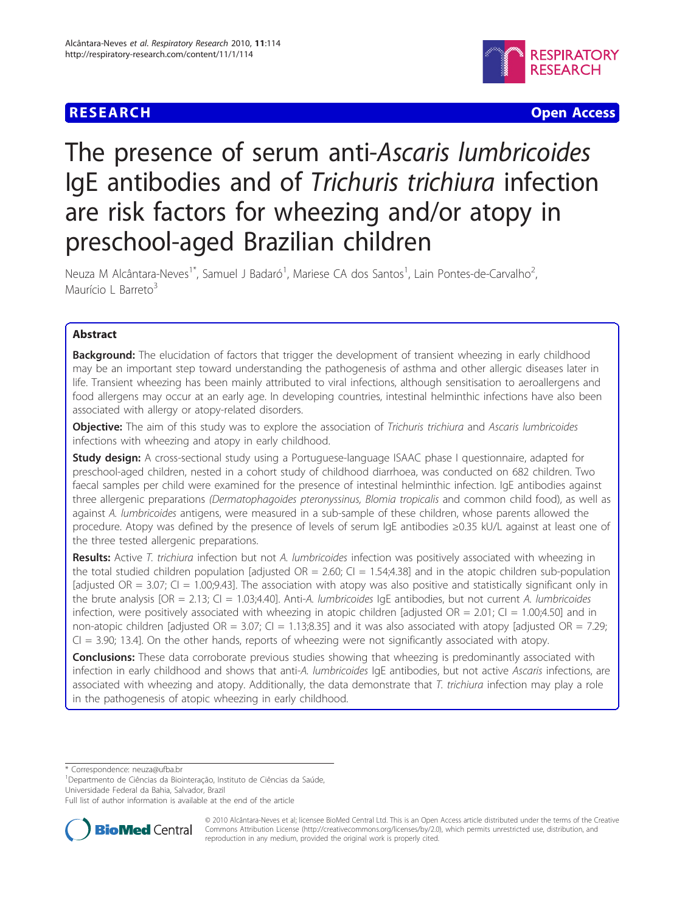**RESEARCH** **Open Access**

# The presence of serum anti-*Ascaris lumbricoides* IgE antibodies and of *Trichuris trichiura* infection are risk factors for wheezing and/or atopy in preschool-aged Brazilian children

Neuza M Alcântara-Neves[1*], Samuel J Badaró[1], Mariese CA dos Santos[1], Lain Pontes-de-Carvalho[2], Maurício L Barreto[3]

## Abstract

**Background:** The elucidation of factors that trigger the development of transient wheezing in early childhood may be an important step toward understanding the pathogenesis of asthma and other allergic diseases later in life. Transient wheezing has been mainly attributed to viral infections, although sensitisation to aeroallergens and food allergens may occur at an early age. In developing countries, intestinal helminthic infections have also been associated with allergy or atopy-related disorders.

**Objective:** The aim of this study was to explore the association of *Trichuris trichiura* and *Ascaris lumbricoides* infections with wheezing and atopy in early childhood.

**Study design:** A cross-sectional study using a Portuguese-language ISAAC phase I questionnaire, adapted for preschool-aged children, nested in a cohort study of childhood diarrhoea, was conducted on 682 children. Two faecal samples per child were examined for the presence of intestinal helminthic infection. IgE antibodies against three allergenic preparations *(Dermatophagoides pteronyssinus, Blomia tropicalis* and common child food), as well as against *A. lumbricoides* antigens, were measured in a sub-sample of these children, whose parents allowed the procedure. Atopy was defined by the presence of levels of serum IgE antibodies ≥0.35 kU/L against at least one of the three tested allergenic preparations.

**Results:** Active *T. trichiura* infection but not *A. lumbricoides* infection was positively associated with wheezing in the total studied children population [adjusted OR = 2.60; CI = 1.54;4.38] and in the atopic children sub-population [adjusted OR = 3.07; CI = 1.00;9.43]. The association with atopy was also positive and statistically significant only in the brute analysis [OR = 2.13; CI = 1.03;4.40]. Anti-*A. lumbricoides* IgE antibodies, but not current *A. lumbricoides* infection, were positively associated with wheezing in atopic children [adjusted OR = 2.01; CI = 1.00;4.50] and in non-atopic children [adjusted OR = 3.07; CI = 1.13;8.35] and it was also associated with atopy [adjusted OR = 7.29; CI = 3.90; 13.4]. On the other hands, reports of wheezing were not significantly associated with atopy.

**Conclusions:** These data corroborate previous studies showing that wheezing is predominantly associated with infection in early childhood and shows that anti-*A. lumbricoides* IgE antibodies, but not active *Ascaris* infections, are associated with wheezing and atopy. Additionally, the data demonstrate that *T. trichiura* infection may play a role in the pathogenesis of atopic wheezing in early childhood.

---

\* Correspondence: neuza@ufba.br
[1]Departmento de Ciências da Biointeração, Instituto de Ciências da Saúde, Universidade Federal da Bahia, Salvador, Brazil
Full list of author information is available at the end of the article

© 2010 Alcântara-Neves et al; licensee BioMed Central Ltd. This is an Open Access article distributed under the terms of the Creative Commons Attribution License (http://creativecommons.org/licenses/by/2.0), which permits unrestricted use, distribution, and reproduction in any medium, provided the original work is properly cited.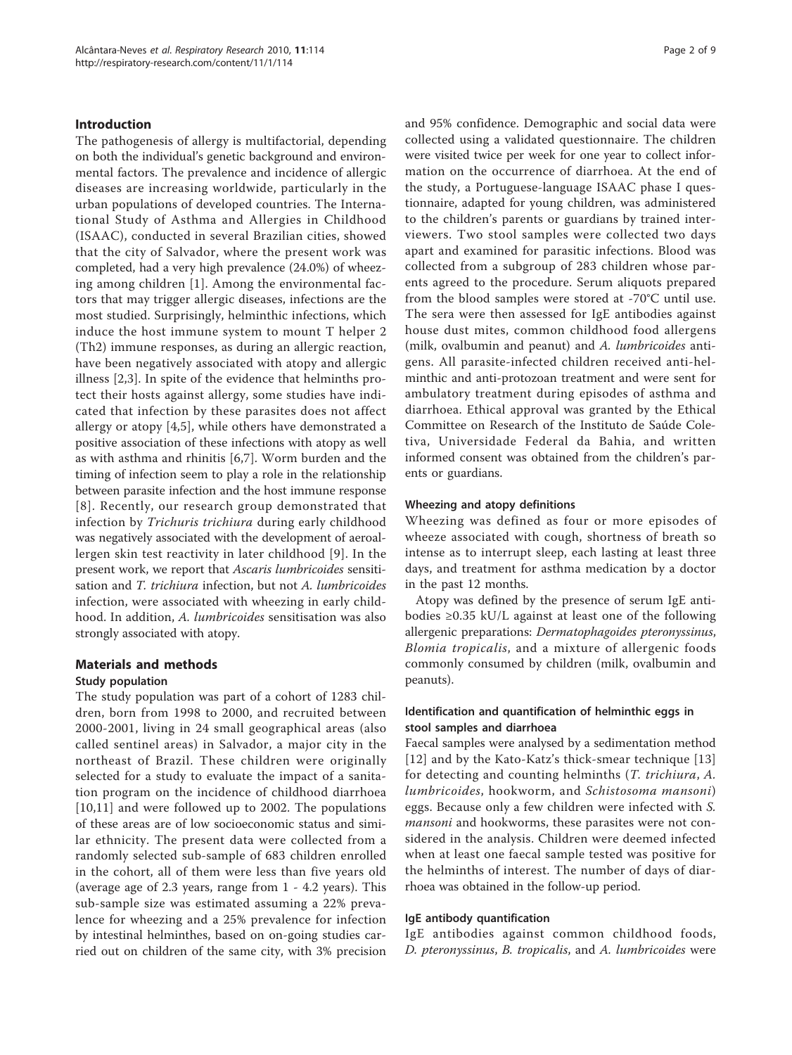## Introduction

The pathogenesis of allergy is multifactorial, depending on both the individual's genetic background and environmental factors. The prevalence and incidence of allergic diseases are increasing worldwide, particularly in the urban populations of developed countries. The International Study of Asthma and Allergies in Childhood (ISAAC), conducted in several Brazilian cities, showed that the city of Salvador, where the present work was completed, had a very high prevalence (24.0%) of wheezing among children [1]. Among the environmental factors that may trigger allergic diseases, infections are the most studied. Surprisingly, helminthic infections, which induce the host immune system to mount T helper 2 (Th2) immune responses, as during an allergic reaction, have been negatively associated with atopy and allergic illness [2,3]. In spite of the evidence that helminths protect their hosts against allergy, some studies have indicated that infection by these parasites does not affect allergy or atopy [4,5], while others have demonstrated a positive association of these infections with atopy as well as with asthma and rhinitis [6,7]. Worm burden and the timing of infection seem to play a role in the relationship between parasite infection and the host immune response [8]. Recently, our research group demonstrated that infection by *Trichuris trichiura* during early childhood was negatively associated with the development of aeroallergen skin test reactivity in later childhood [9]. In the present work, we report that *Ascaris lumbricoides* sensitisation and *T. trichiura* infection, but not *A. lumbricoides* infection, were associated with wheezing in early childhood. In addition, *A. lumbricoides* sensitisation was also strongly associated with atopy.

## Materials and methods

### Study population

The study population was part of a cohort of 1283 children, born from 1998 to 2000, and recruited between 2000-2001, living in 24 small geographical areas (also called sentinel areas) in Salvador, a major city in the northeast of Brazil. These children were originally selected for a study to evaluate the impact of a sanitation program on the incidence of childhood diarrhoea [10,11] and were followed up to 2002. The populations of these areas are of low socioeconomic status and similar ethnicity. The present data were collected from a randomly selected sub-sample of 683 children enrolled in the cohort, all of them were less than five years old (average age of 2.3 years, range from 1 - 4.2 years). This sub-sample size was estimated assuming a 22% prevalence for wheezing and a 25% prevalence for infection by intestinal helminthes, based on on-going studies carried out on children of the same city, with 3% precision and 95% confidence. Demographic and social data were collected using a validated questionnaire. The children were visited twice per week for one year to collect information on the occurrence of diarrhoea. At the end of the study, a Portuguese-language ISAAC phase I questionnaire, adapted for young children, was administered to the children's parents or guardians by trained interviewers. Two stool samples were collected two days apart and examined for parasitic infections. Blood was collected from a subgroup of 283 children whose parents agreed to the procedure. Serum aliquots prepared from the blood samples were stored at -70°C until use. The sera were then assessed for IgE antibodies against house dust mites, common childhood food allergens (milk, ovalbumin and peanut) and *A. lumbricoides* antigens. All parasite-infected children received anti-helminthic and anti-protozoan treatment and were sent for ambulatory treatment during episodes of asthma and diarrhoea. Ethical approval was granted by the Ethical Committee on Research of the Instituto de Saúde Coletiva, Universidade Federal da Bahia, and written informed consent was obtained from the children's parents or guardians.

### Wheezing and atopy definitions

Wheezing was defined as four or more episodes of wheeze associated with cough, shortness of breath so intense as to interrupt sleep, each lasting at least three days, and treatment for asthma medication by a doctor in the past 12 months.

Atopy was defined by the presence of serum IgE antibodies ≥0.35 kU/L against at least one of the following allergenic preparations: *Dermatophagoides pteronyssinus*, *Blomia tropicalis*, and a mixture of allergenic foods commonly consumed by children (milk, ovalbumin and peanuts).

### Identification and quantification of helminthic eggs in stool samples and diarrhoea

Faecal samples were analysed by a sedimentation method [12] and by the Kato-Katz's thick-smear technique [13] for detecting and counting helminths (*T. trichiura*, *A. lumbricoides*, hookworm, and *Schistosoma mansoni*) eggs. Because only a few children were infected with *S. mansoni* and hookworms, these parasites were not considered in the analysis. Children were deemed infected when at least one faecal sample tested was positive for the helminths of interest. The number of days of diarrhoea was obtained in the follow-up period.

### IgE antibody quantification

IgE antibodies against common childhood foods, *D. pteronyssinus*, *B. tropicalis*, and *A. lumbricoides* were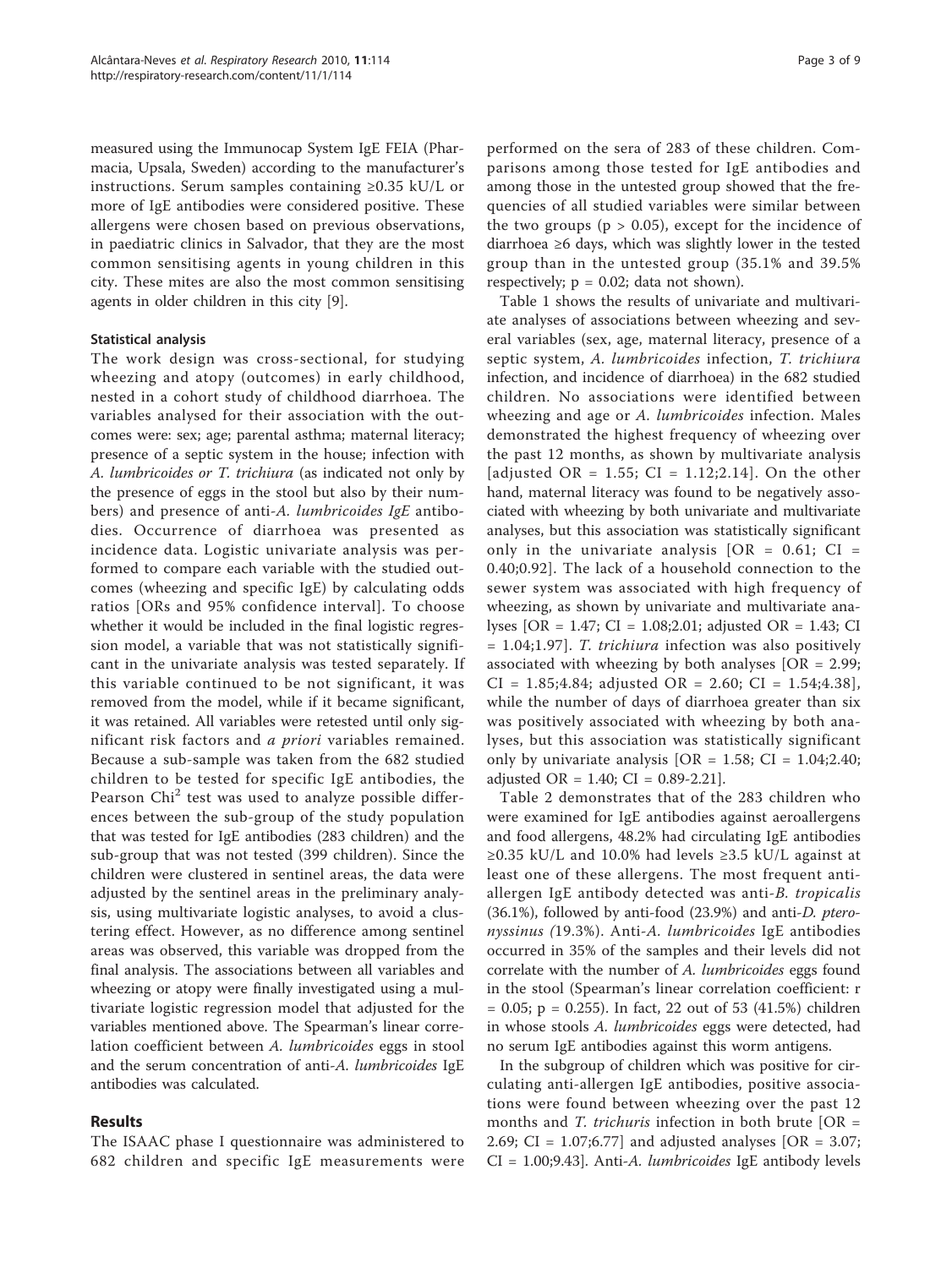measured using the Immunocap System IgE FEIA (Pharmacia, Upsala, Sweden) according to the manufacturer's instructions. Serum samples containing ≥0.35 kU/L or more of IgE antibodies were considered positive. These allergens were chosen based on previous observations, in paediatric clinics in Salvador, that they are the most common sensitising agents in young children in this city. These mites are also the most common sensitising agents in older children in this city [9].

### Statistical analysis

The work design was cross-sectional, for studying wheezing and atopy (outcomes) in early childhood, nested in a cohort study of childhood diarrhoea. The variables analysed for their association with the outcomes were: sex; age; parental asthma; maternal literacy; presence of a septic system in the house; infection with *A. lumbricoides or T. trichiura* (as indicated not only by the presence of eggs in the stool but also by their numbers) and presence of anti-*A. lumbricoides IgE* antibodies. Occurrence of diarrhoea was presented as incidence data. Logistic univariate analysis was performed to compare each variable with the studied outcomes (wheezing and specific IgE) by calculating odds ratios [ORs and 95% confidence interval]. To choose whether it would be included in the final logistic regression model, a variable that was not statistically significant in the univariate analysis was tested separately. If this variable continued to be not significant, it was removed from the model, while if it became significant, it was retained. All variables were retested until only significant risk factors and *a priori* variables remained. Because a sub-sample was taken from the 682 studied children to be tested for specific IgE antibodies, the Pearson $Chi^2$ test was used to analyze possible differences between the sub-group of the study population that was tested for IgE antibodies (283 children) and the sub-group that was not tested (399 children). Since the children were clustered in sentinel areas, the data were adjusted by the sentinel areas in the preliminary analysis, using multivariate logistic analyses, to avoid a clustering effect. However, as no difference among sentinel areas was observed, this variable was dropped from the final analysis. The associations between all variables and wheezing or atopy were finally investigated using a multivariate logistic regression model that adjusted for the variables mentioned above. The Spearman's linear correlation coefficient between *A. lumbricoides* eggs in stool and the serum concentration of anti-*A. lumbricoides* IgE antibodies was calculated.

## Results

The ISAAC phase I questionnaire was administered to 682 children and specific IgE measurements were performed on the sera of 283 of these children. Comparisons among those tested for IgE antibodies and among those in the untested group showed that the frequencies of all studied variables were similar between the two groups ($p > 0.05$), except for the incidence of diarrhoea ≥6 days, which was slightly lower in the tested group than in the untested group (35.1% and 39.5% respectively; $p = 0.02$; data not shown).

Table 1 shows the results of univariate and multivariate analyses of associations between wheezing and several variables (sex, age, maternal literacy, presence of a septic system, *A. lumbricoides* infection, *T. trichiura* infection, and incidence of diarrhoea) in the 682 studied children. No associations were identified between wheezing and age or *A. lumbricoides* infection. Males demonstrated the highest frequency of wheezing over the past 12 months, as shown by multivariate analysis [adjusted OR = 1.55; CI = 1.12;2.14]. On the other hand, maternal literacy was found to be negatively associated with wheezing by both univariate and multivariate analyses, but this association was statistically significant only in the univariate analysis [OR = 0.61; CI = 0.40;0.92]. The lack of a household connection to the sewer system was associated with high frequency of wheezing, as shown by univariate and multivariate analyses [OR = 1.47; CI = 1.08;2.01; adjusted OR = 1.43; CI = 1.04;1.97]. *T. trichiura* infection was also positively associated with wheezing by both analyses [OR = 2.99; CI = 1.85;4.84; adjusted OR = 2.60; CI = 1.54;4.38], while the number of days of diarrhoea greater than six was positively associated with wheezing by both analyses, but this association was statistically significant only by univariate analysis [OR = 1.58; CI = 1.04;2.40; adjusted OR = 1.40; CI = 0.89-2.21].

Table 2 demonstrates that of the 283 children who were examined for IgE antibodies against aeroallergens and food allergens, 48.2% had circulating IgE antibodies ≥0.35 kU/L and 10.0% had levels ≥3.5 kU/L against at least one of these allergens. The most frequent anti-allergen IgE antibody detected was anti-*B. tropicalis* (36.1%), followed by anti-food (23.9%) and anti-*D. pteronyssinus (*19.3%). Anti-*A. lumbricoides* IgE antibodies occurred in 35% of the samples and their levels did not correlate with the number of *A. lumbricoides* eggs found in the stool (Spearman's linear correlation coefficient: $r = 0.05$; $p = 0.255$). In fact, 22 out of 53 (41.5%) children in whose stools *A. lumbricoides* eggs were detected, had no serum IgE antibodies against this worm antigens.

In the subgroup of children which was positive for circulating anti-allergen IgE antibodies, positive associations were found between wheezing over the past 12 months and *T. trichuris* infection in both brute [OR = 2.69; CI = 1.07;6.77] and adjusted analyses [OR = 3.07; CI = 1.00;9.43]. Anti-*A. lumbricoides* IgE antibody levels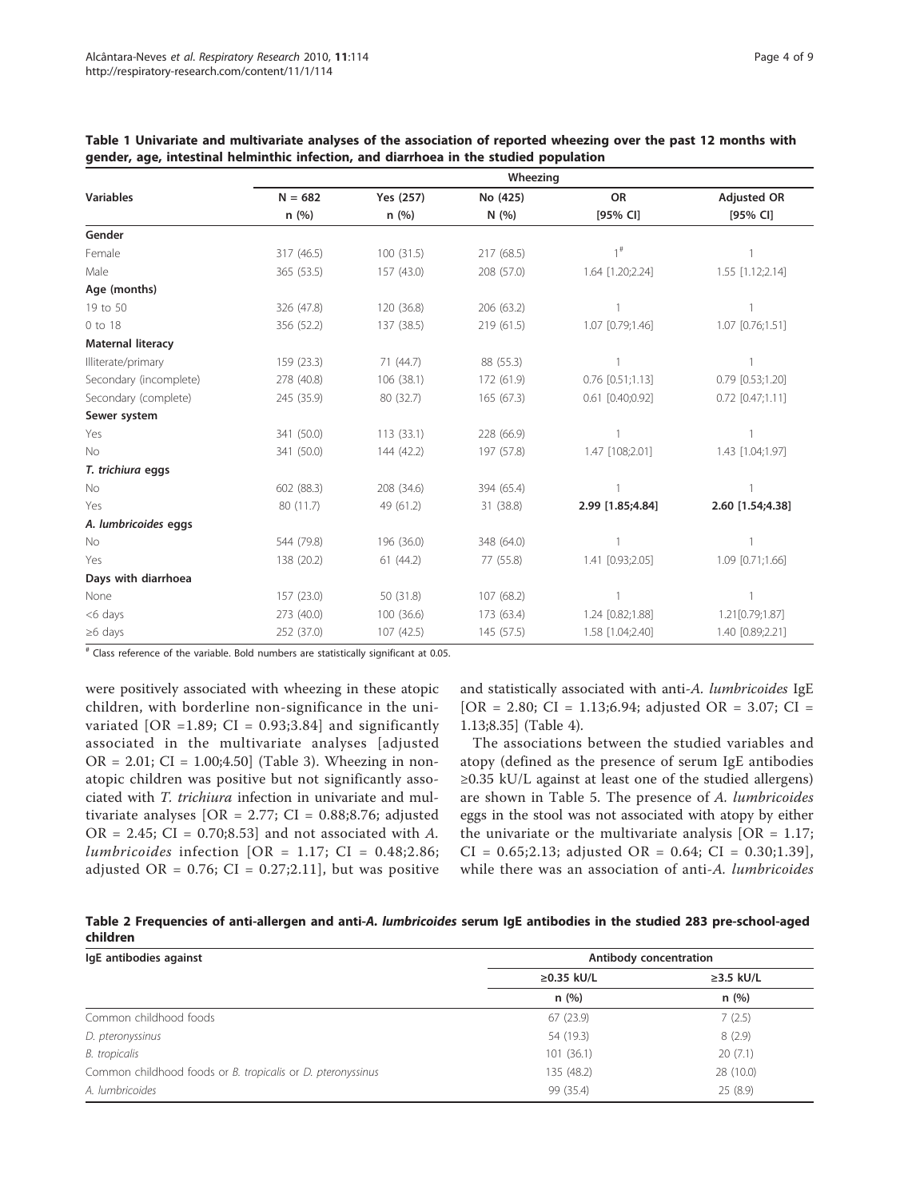**Table 1 Univariate and multivariate analyses of the association of reported wheezing over the past 12 months with gender, age, intestinal helminthic infection, and diarrhoea in the studied population**

| Variables | Wheezing | | | | |
|---|---|---|---|---|---|
| | N = 682 | Yes (257) | No (425) | OR | Adjusted OR |
| | n (%) | n (%) | N (%) | [95% CI] | [95% CI] |
| **Gender** | | | | | |
| Female | 317 (46.5) | 100 (31.5) | 217 (68.5) | 1[#] | 1 |
| Male | 365 (53.5) | 157 (43.0) | 208 (57.0) | 1.64 [1.20;2.24] | 1.55 [1.12;2.14] |
| **Age (months)** | | | | | |
| 19 to 50 | 326 (47.8) | 120 (36.8) | 206 (63.2) | 1 | 1 |
| 0 to 18 | 356 (52.2) | 137 (38.5) | 219 (61.5) | 1.07 [0.79;1.46] | 1.07 [0.76;1.51] |
| **Maternal literacy** | | | | | |
| Illiterate/primary | 159 (23.3) | 71 (44.7) | 88 (55.3) | 1 | 1 |
| Secondary (incomplete) | 278 (40.8) | 106 (38.1) | 172 (61.9) | 0.76 [0.51;1.13] | 0.79 [0.53;1.20] |
| Secondary (complete) | 245 (35.9) | 80 (32.7) | 165 (67.3) | 0.61 [0.40;0.92] | 0.72 [0.47;1.11] |
| **Sewer system** | | | | | |
| Yes | 341 (50.0) | 113 (33.1) | 228 (66.9) | 1 | 1 |
| No | 341 (50.0) | 144 (42.2) | 197 (57.8) | 1.47 [108;2.01] | 1.43 [1.04;1.97] |
| ***T. trichiura* eggs** | | | | | |
| No | 602 (88.3) | 208 (34.6) | 394 (65.4) | 1 | 1 |
| Yes | 80 (11.7) | 49 (61.2) | 31 (38.8) | **2.99 [1.85;4.84]** | **2.60 [1.54;4.38]** |
| ***A. lumbricoides* eggs** | | | | | |
| No | 544 (79.8) | 196 (36.0) | 348 (64.0) | 1 | 1 |
| Yes | 138 (20.2) | 61 (44.2) | 77 (55.8) | 1.41 [0.93;2.05] | 1.09 [0.71;1.66] |
| **Days with diarrhoea** | | | | | |
| None | 157 (23.0) | 50 (31.8) | 107 (68.2) | 1 | 1 |
| <6 days | 273 (40.0) | 100 (36.6) | 173 (63.4) | 1.24 [0.82;1.88] | 1.21[0.79;1.87] |
| ≥6 days | 252 (37.0) | 107 (42.5) | 145 (57.5) | 1.58 [1.04;2.40] | 1.40 [0.89;2.21] |

[#] Class reference of the variable. Bold numbers are statistically significant at 0.05.

were positively associated with wheezing in these atopic children, with borderline non-significance in the univariated [OR =1.89; CI = 0.93;3.84] and significantly associated in the multivariate analyses [adjusted OR = 2.01; CI = 1.00;4.50] (Table 3). Wheezing in non-atopic children was positive but not significantly associated with *T. trichiura* infection in univariate and multivariate analyses [OR = 2.77; CI = 0.88;8.76; adjusted OR = 2.45; CI = 0.70;8.53] and not associated with *A. lumbricoides* infection [OR = 1.17; CI = 0.48;2.86; adjusted OR = 0.76; CI = 0.27;2.11], but was positive and statistically associated with anti-*A. lumbricoides* IgE [OR = 2.80; CI = 1.13;6.94; adjusted OR = 3.07; CI = 1.13;8.35] (Table 4).

The associations between the studied variables and atopy (defined as the presence of serum IgE antibodies ≥0.35 kU/L against at least one of the studied allergens) are shown in Table 5. The presence of *A. lumbricoides* eggs in the stool was not associated with atopy by either the univariate or the multivariate analysis [OR = 1.17; CI = 0.65;2.13; adjusted OR = 0.64; CI = 0.30;1.39], while there was an association of anti-*A. lumbricoides*

**Table 2 Frequencies of anti-allergen and anti-*A. lumbricoides* serum IgE antibodies in the studied 283 pre-school-aged children**

| IgE antibodies against | Antibody concentration | |
|---|---|---|
| | ≥0.35 kU/L | ≥3.5 kU/L |
| | n (%) | n (%) |
| Common childhood foods | 67 (23.9) | 7 (2.5) |
| *D. pteronyssinus* | 54 (19.3) | 8 (2.9) |
| *B. tropicalis* | 101 (36.1) | 20 (7.1) |
| Common childhood foods or *B. tropicalis* or *D. pteronyssinus* | 135 (48.2) | 28 (10.0) |
| *A. lumbricoides* | 99 (35.4) | 25 (8.9) |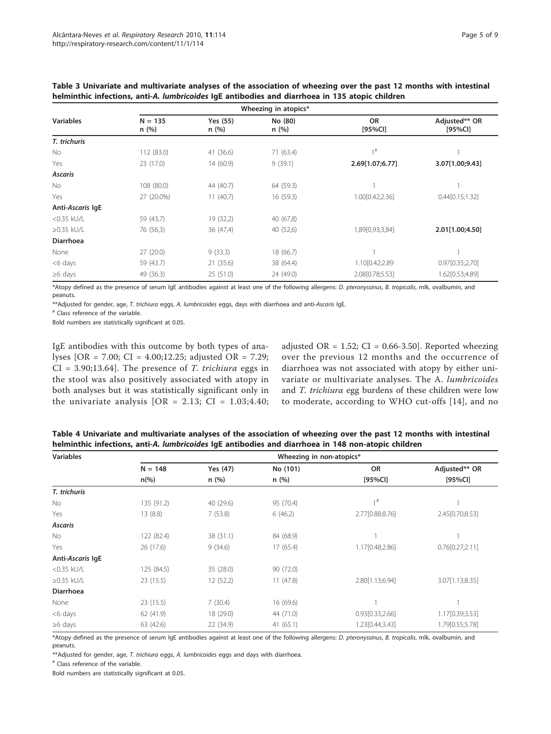**Table 3 Univariate and multivariate analyses of the association of wheezing over the past 12 months with intestinal helminthic infections, anti-*A. lumbricoides* IgE antibodies and diarrhoea in 135 atopic children**

| Variables | Wheezing in atopics* | | | | |
|---|---|---|---|---|---|
| | N = 135 n (%) | Yes (55) n (%) | No (80) n (%) | OR [95%CI] | Adjusted** OR [95%CI] |
| ***T. trichuris*** | | | | | |
| No | 112 (83.0) | 41 (36.6) | 71 (63.4) | 1[#] | 1 |
| Yes | 23 (17.0) | 14 (60.9) | 9 (39.1) | **2.69[1.07;6.77]** | **3.07[1.00;9.43]** |
| ***Ascaris*** | | | | | |
| No | 108 (80.0) | 44 (40.7) | 64 (59.3) | 1 | 1 |
| Yes | 27 (20.0%) | 11 (40.7) | 16 (59.3) | 1.00[0.42;2.36] | 0.44[0.15;1.32] |
| **Anti-*Ascaris* IgE** | | | | | |
| <0.35 kU/L | 59 (43,7) | 19 (32,2) | 40 (67,8) | | |
| ≥0.35 kU/L | 76 (56,3) | 36 (47,4) | 40 (52,6) | 1,89[0,93;3,84] | **2.01[1.00;4.50]** |
| **Diarrhoea** | | | | | |
| None | 27 (20.0) | 9 (33.3) | 18 (66.7) | 1 | 1 |
| <6 days | 59 (43.7) | 21 (35.6) | 38 (64.4) | 1.10[0.42;2.89] | 0.97[0.35;2,70] |
| ≥6 days | 49 (36.3) | 25 (51.0) | 24 (49.0) | 2.08[0.78;5.53] | 1.62[0.53;4.89] |

*Atopy defined as the presence of serum IgE antibodies against at least one of the following allergens: *D. pteronyssinus*, *B. tropicalis*, mlk, ovalbumin, and peanuts.

**Adjusted for gender, age, *T. trichiura* eggs, *A. lumbricoides* eggs, days with diarrhoea and anti-*Ascaris* IgE.

[#] Class reference of the variable.

Bold numbers are statistically significant at 0.05.

IgE antibodies with this outcome by both types of analyses [OR = 7.00; CI = 4.00;12.25; adjusted OR = 7.29; CI = 3.90;13.64]. The presence of *T. trichiura* eggs in the stool was also positively associated with atopy in both analyses but it was statistically significant only in the univariate analysis [OR = 2.13; CI = 1.03;4.40; adjusted OR = 1.52; CI = 0.66-3.50]. Reported wheezing over the previous 12 months and the occurrence of diarrhoea was not associated with atopy by either univariate or multivariate analyses. The A. *lumbricoides* and *T. trichiura* egg burdens of these children were low to moderate, according to WHO cut-offs [14], and no

**Table 4 Univariate and multivariate analyses of the association of wheezing over the past 12 months with intestinal helminthic infections, anti-*A. lumbricoides* IgE antibodies and diarrhoea in 148 non-atopic children**

| Variables | Wheezing in non-atopics* | | | | |
|---|---|---|---|---|---|
| | N = 148 n(%) | Yes (47) n (%) | No (101) n (%) | OR [95%CI] | Adjusted** OR [95%CI] |
| ***T. trichuris*** | | | | | |
| No | 135 (91.2) | 40 (29.6) | 95 (70.4) | 1[#] | 1 |
| Yes | 13 (8.8) | 7 (53.8) | 6 (46.2) | 2.77[0.88;8.76] | 2.45[0.70;8.53] |
| ***Ascaris*** | | | | | |
| No | 122 (82.4) | 38 (31.1) | 84 (68.9) | 1 | 1 |
| Yes | 26 (17.6) | 9 (34.6) | 17 (65.4) | 1.17[0.48;2.86] | 0.76[0.27;2.11] |
| **Anti-*Ascaris* IgE** | | | | | |
| <0.35 kU/L | 125 (84.5) | 35 (28.0) | 90 (72.0) | | |
| ≥0.35 kU/L | 23 (15.5) | 12 (52.2) | 11 (47.8) | 2.80[1.13;6.94] | 3.07[1.13;8.35] |
| **Diarrhoea** | | | | | |
| None | 23 (15.5) | 7 (30.4) | 16 (69.6) | 1 | 1 |
| <6 days | 62 (41.9) | 18 (29.0) | 44 (71.0) | 0.93[0.33;2.66] | 1.17[0.39;3.53] |
| ≥6 days | 63 (42.6) | 22 (34.9) | 41 (65.1) | 1.23[0.44;3.43] | 1.79[0.55;5.78] |

*Atopy defined as the presence of serum IgE antibodies against at least one of the following allergens: *D. pteronyssinus*, *B. tropicalis*, mlk, ovalbumin, and peanuts.

**Adjusted for gender, age, *T. trichiura* eggs, *A. lumbricoides* eggs and days with diarrhoea.

[#] Class reference of the variable.

Bold numbers are statistically significant at 0.05.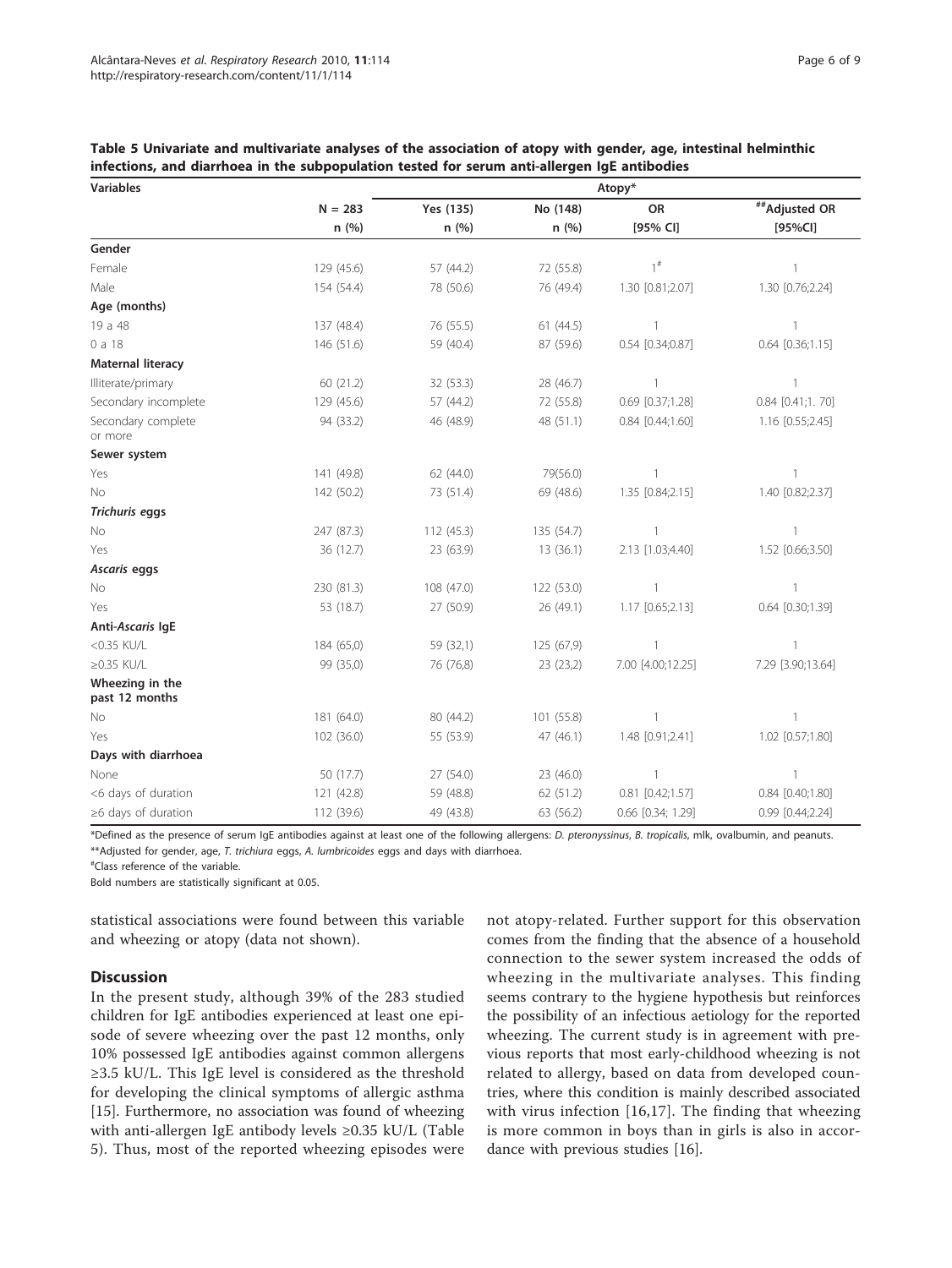**Table 5 Univariate and multivariate analyses of the association of atopy with gender, age, intestinal helminthic infections, and diarrhoea in the subpopulation tested for serum anti-allergen IgE antibodies**

| Variables | | Atopy* | | | |
|---|---|---|---|---|---|
| | N = 283 | Yes (135) | No (148) | OR | **Adjusted OR |
| | n (%) | n (%) | n (%) | [95% CI] | [95%CI] |
| **Gender** | | | | | |
| Female | 129 (45.6) | 57 (44.2) | 72 (55.8) | 1[#] | 1 |
| Male | 154 (54.4) | 78 (50.6) | 76 (49.4) | 1.30 [0.81;2.07] | 1.30 [0.76;2.24] |
| **Age (months)** | | | | | |
| 19 a 48 | 137 (48.4) | 76 (55.5) | 61 (44.5) | 1 | 1 |
| 0 a 18 | 146 (51.6) | 59 (40.4) | 87 (59.6) | 0.54 [0.34;0.87] | 0.64 [0.36;1.15] |
| **Maternal literacy** | | | | | |
| Illiterate/primary | 60 (21.2) | 32 (53.3) | 28 (46.7) | 1 | 1 |
| Secondary incomplete | 129 (45.6) | 57 (44.2) | 72 (55.8) | 0.69 [0.37;1.28] | 0.84 [0.41;1. 70] |
| Secondary complete or more | 94 (33.2) | 46 (48.9) | 48 (51.1) | 0.84 [0.44;1.60] | 1.16 [0.55;2.45] |
| **Sewer system** | | | | | |
| Yes | 141 (49.8) | 62 (44.0) | 79(56.0) | 1 | 1 |
| No | 142 (50.2) | 73 (51.4) | 69 (48.6) | 1.35 [0.84;2.15] | 1.40 [0.82;2.37] |
| ***Trichuris* eggs** | | | | | |
| No | 247 (87.3) | 112 (45.3) | 135 (54.7) | 1 | 1 |
| Yes | 36 (12.7) | 23 (63.9) | 13 (36.1) | 2.13 [1.03;4.40] | 1.52 [0.66;3.50] |
| ***Ascaris* eggs** | | | | | |
| No | 230 (81.3) | 108 (47.0) | 122 (53.0) | 1 | 1 |
| Yes | 53 (18.7) | 27 (50.9) | 26 (49.1) | 1.17 [0.65;2.13] | 0.64 [0.30;1.39] |
| **Anti-*Ascaris* IgE** | | | | | |
| <0.35 KU/L | 184 (65,0) | 59 (32,1) | 125 (67,9) | 1 | 1 |
| ≥0.35 KU/L | 99 (35,0) | 76 (76,8) | 23 (23,2) | 7.00 [4.00;12.25] | 7.29 [3.90;13.64] |
| **Wheezing in the past 12 months** | | | | | |
| No | 181 (64.0) | 80 (44.2) | 101 (55.8) | 1 | 1 |
| Yes | 102 (36.0) | 55 (53.9) | 47 (46.1) | 1.48 [0.91;2.41] | 1.02 [0.57;1.80] |
| **Days with diarrhoea** | | | | | |
| None | 50 (17.7) | 27 (54.0) | 23 (46.0) | 1 | 1 |
| <6 days of duration | 121 (42.8) | 59 (48.8) | 62 (51.2) | 0.81 [0.42;1.57] | 0.84 [0.40;1.80] |
| ≥6 days of duration | 112 (39.6) | 49 (43.8) | 63 (56.2) | 0.66 [0.34; 1.29] | 0.99 [0.44;2.24] |

*Defined as the presence of serum IgE antibodies against at least one of the following allergens: *D. pteronyssinus*, *B. tropicalis*, mlk, ovalbumin, and peanuts.

**Adjusted for gender, age, *T. trichiura* eggs, *A. lumbricoides* eggs and days with diarrhoea.

[#]Class reference of the variable.

Bold numbers are statistically significant at 0.05.

statistical associations were found between this variable and wheezing or atopy (data not shown).

## Discussion

In the present study, although 39% of the 283 studied children for IgE antibodies experienced at least one episode of severe wheezing over the past 12 months, only 10% possessed IgE antibodies against common allergens ≥3.5 kU/L. This IgE level is considered as the threshold for developing the clinical symptoms of allergic asthma [15]. Furthermore, no association was found of wheezing with anti-allergen IgE antibody levels ≥0.35 kU/L (Table 5). Thus, most of the reported wheezing episodes were not atopy-related. Further support for this observation comes from the finding that the absence of a household connection to the sewer system increased the odds of wheezing in the multivariate analyses. This finding seems contrary to the hygiene hypothesis but reinforces the possibility of an infectious aetiology for the reported wheezing. The current study is in agreement with previous reports that most early-childhood wheezing is not related to allergy, based on data from developed countries, where this condition is mainly described associated with virus infection [16,17]. The finding that wheezing is more common in boys than in girls is also in accordance with previous studies [16].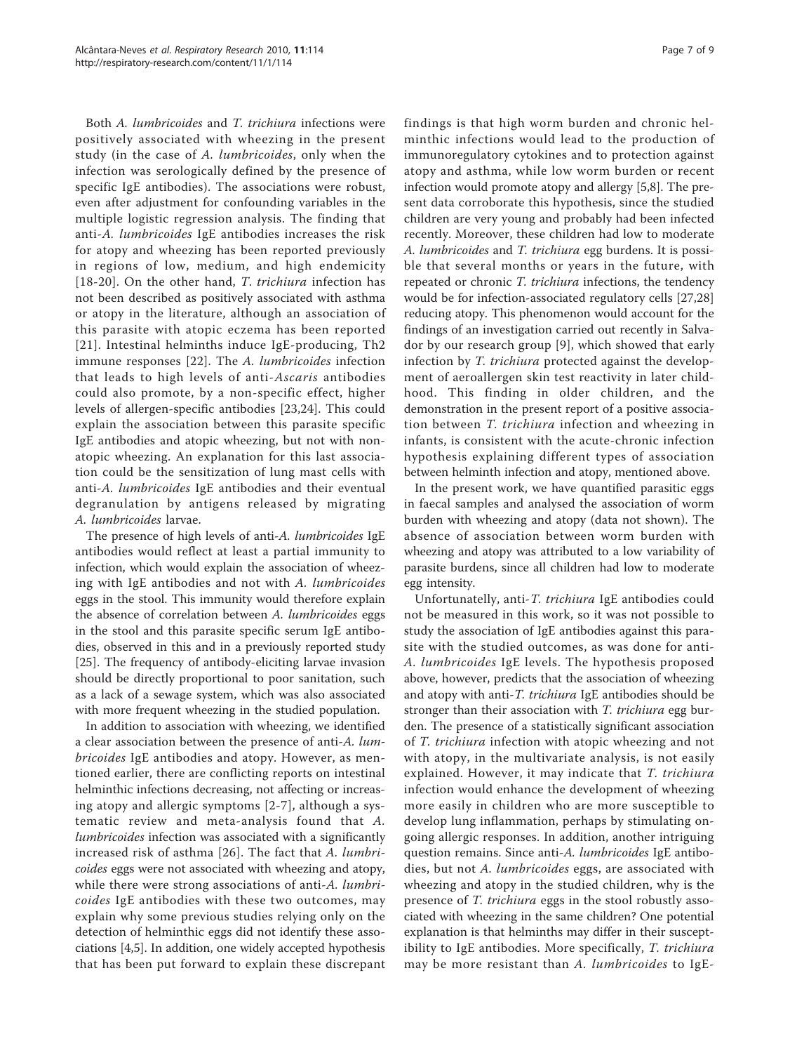Both *A. lumbricoides* and *T. trichiura* infections were positively associated with wheezing in the present study (in the case of *A. lumbricoides*, only when the infection was serologically defined by the presence of specific IgE antibodies). The associations were robust, even after adjustment for confounding variables in the multiple logistic regression analysis. The finding that anti-*A. lumbricoides* IgE antibodies increases the risk for atopy and wheezing has been reported previously in regions of low, medium, and high endemicity [18-20]. On the other hand, *T. trichiura* infection has not been described as positively associated with asthma or atopy in the literature, although an association of this parasite with atopic eczema has been reported [21]. Intestinal helminths induce IgE-producing, Th2 immune responses [22]. The *A. lumbricoides* infection that leads to high levels of anti-*Ascaris* antibodies could also promote, by a non-specific effect, higher levels of allergen-specific antibodies [23,24]. This could explain the association between this parasite specific IgE antibodies and atopic wheezing, but not with non-atopic wheezing. An explanation for this last association could be the sensitization of lung mast cells with anti-*A. lumbricoides* IgE antibodies and their eventual degranulation by antigens released by migrating *A. lumbricoides* larvae.

The presence of high levels of anti-*A. lumbricoides* IgE antibodies would reflect at least a partial immunity to infection, which would explain the association of wheezing with IgE antibodies and not with *A. lumbricoides* eggs in the stool. This immunity would therefore explain the absence of correlation between *A. lumbricoides* eggs in the stool and this parasite specific serum IgE antibodies, observed in this and in a previously reported study [25]. The frequency of antibody-eliciting larvae invasion should be directly proportional to poor sanitation, such as a lack of a sewage system, which was also associated with more frequent wheezing in the studied population.

In addition to association with wheezing, we identified a clear association between the presence of anti-*A. lumbricoides* IgE antibodies and atopy. However, as mentioned earlier, there are conflicting reports on intestinal helminthic infections decreasing, not affecting or increasing atopy and allergic symptoms [2-7], although a systematic review and meta-analysis found that *A. lumbricoides* infection was associated with a significantly increased risk of asthma [26]. The fact that *A. lumbricoides* eggs were not associated with wheezing and atopy, while there were strong associations of anti-*A. lumbricoides* IgE antibodies with these two outcomes, may explain why some previous studies relying only on the detection of helminthic eggs did not identify these associations [4,5]. In addition, one widely accepted hypothesis that has been put forward to explain these discrepant findings is that high worm burden and chronic helminthic infections would lead to the production of immunoregulatory cytokines and to protection against atopy and asthma, while low worm burden or recent infection would promote atopy and allergy [5,8]. The present data corroborate this hypothesis, since the studied children are very young and probably had been infected recently. Moreover, these children had low to moderate *A. lumbricoides* and *T. trichiura* egg burdens. It is possible that several months or years in the future, with repeated or chronic *T. trichiura* infections, the tendency would be for infection-associated regulatory cells [27,28] reducing atopy. This phenomenon would account for the findings of an investigation carried out recently in Salvador by our research group [9], which showed that early infection by *T. trichiura* protected against the development of aeroallergen skin test reactivity in later childhood. This finding in older children, and the demonstration in the present report of a positive association between *T. trichiura* infection and wheezing in infants, is consistent with the acute-chronic infection hypothesis explaining different types of association between helminth infection and atopy, mentioned above.

In the present work, we have quantified parasitic eggs in faecal samples and analysed the association of worm burden with wheezing and atopy (data not shown). The absence of association between worm burden with wheezing and atopy was attributed to a low variability of parasite burdens, since all children had low to moderate egg intensity.

Unfortunatelly, anti-*T. trichiura* IgE antibodies could not be measured in this work, so it was not possible to study the association of IgE antibodies against this parasite with the studied outcomes, as was done for anti-*A. lumbricoides* IgE levels. The hypothesis proposed above, however, predicts that the association of wheezing and atopy with anti-*T. trichiura* IgE antibodies should be stronger than their association with *T. trichiura* egg burden. The presence of a statistically significant association of *T. trichiura* infection with atopic wheezing and not with atopy, in the multivariate analysis, is not easily explained. However, it may indicate that *T. trichiura* infection would enhance the development of wheezing more easily in children who are more susceptible to develop lung inflammation, perhaps by stimulating ongoing allergic responses. In addition, another intriguing question remains. Since anti-*A. lumbricoides* IgE antibodies, but not *A. lumbricoides* eggs, are associated with wheezing and atopy in the studied children, why is the presence of *T. trichiura* eggs in the stool robustly associated with wheezing in the same children? One potential explanation is that helminths may differ in their susceptibility to IgE antibodies. More specifically, *T. trichiura* may be more resistant than *A. lumbricoides* to IgE-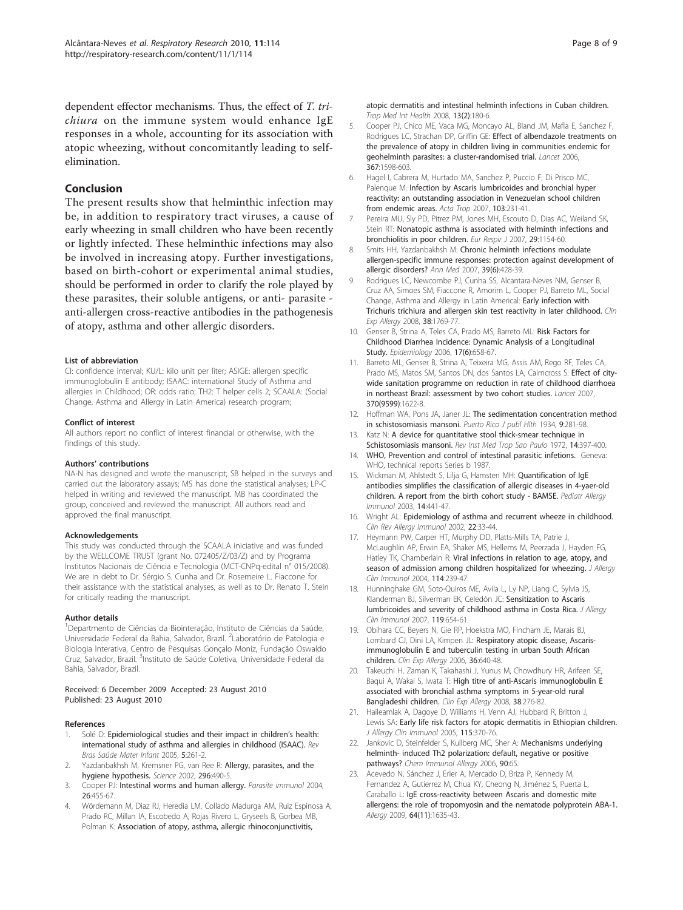dependent effector mechanisms. Thus, the effect of *T. trichiura* on the immune system would enhance IgE responses in a whole, accounting for its association with atopic wheezing, without concomitantly leading to self-elimination.

## Conclusion

The present results show that helminthic infection may be, in addition to respiratory tract viruses, a cause of early wheezing in small children who have been recently or lightly infected. These helminthic infections may also be involved in increasing atopy. Further investigations, based on birth-cohort or experimental animal studies, should be performed in order to clarify the role played by these parasites, their soluble antigens, or anti- parasite - anti-allergen cross-reactive antibodies in the pathogenesis of atopy, asthma and other allergic disorders.

#### List of abbreviation

CI: confidence interval; KU/L: kilo unit per liter; ASIGE: allergen specific immunoglobulin E antibody; ISAAC: international Study of Asthma and allergies in Childhood; OR: odds ratio; TH2: T helper cells 2; SCAALA: (Social Change, Asthma and Allergy in Latin America) research program;

#### Conflict of interest

All authors report no conflict of interest financial or otherwise, with the findings of this study.

#### Authors' contributions

NA-N has designed and wrote the manuscript; SB helped in the surveys and carried out the laboratory assays; MS has done the statistical analyses; LP-C helped in writing and reviewed the manuscript. MB has coordinated the group, conceived and reviewed the manuscript. All authors read and approved the final manuscript.

#### Acknowledgements

This study was conducted through the SCAALA iniciative and was funded by the WELLCOME TRUST (grant No. 072405/Z/03/Z) and by Programa Institutos Nacionais de Ciência e Tecnologia (MCT-CNPq-edital n° 015/2008). We are in debt to Dr. Sérgio S. Cunha and Dr. Rosemeire L. Fiaccone for their assistance with the statistical analyses, as well as to Dr. Renato T. Stein for critically reading the manuscript.

#### Author details

[1]Departmento de Ciências da Biointeração, Instituto de Ciências da Saúde, Universidade Federal da Bahia, Salvador, Brazil. [2]Laboratório de Patologia e Biologia Interativa, Centro de Pesquisas Gonçalo Moniz, Fundação Oswaldo Cruz, Salvador, Brazil. [3]Instituto de Saúde Coletiva, Universidade Federal da Bahia, Salvador, Brazil.

Received: 6 December 2009 Accepted: 23 August 2010
Published: 23 August 2010

#### References

1. Solé D: **Epidemiological studies and their impact in children's health: international study of asthma and allergies in childhood (ISAAC).** *Rev Bras Saúde Mater Infant* 2005, **5**:261-2.
2. Yazdanbakhsh M, Kremsner PG, van Ree R: **Allergy, parasites, and the hygiene hypothesis.** *Science* 2002, **296**:490-5.
3. Cooper PJ: **Intestinal worms and human allergy.** *Parasite immunol* 2004, **26**:455-67.
4. Wördemann M, Diaz RJ, Heredia LM, Collado Madurga AM, Ruiz Espinosa A, Prado RC, Millan IA, Escobedo A, Rojas Rivero L, Gryseels B, Gorbea MB, Polman K: **Association of atopy, asthma, allergic rhinoconjunctivitis, atopic dermatitis and intestinal helminth infections in Cuban children.** *Trop Med Int Health* 2008, **13(2)**:180-6.
5. Cooper PJ, Chico ME, Vaca MG, Moncayo AL, Bland JM, Mafla E, Sanchez F, Rodrigues LC, Strachan DP, Griffin GE: **Effect of albendazole treatments on the prevalence of atopy in children living in communities endemic for geohelminth parasites: a cluster-randomised trial.** *Lancet* 2006, **367**:1598-603.
6. Hagel I, Cabrera M, Hurtado MA, Sanchez P, Puccio F, Di Prisco MC, Palenque M: **Infection by Ascaris lumbricoides and bronchial hyper reactivity: an outstanding association in Venezuelan school children from endemic areas.** *Acta Trop* 2007, **103**:231-41.
7. Pereira MU, Sly PD, Pitrez PM, Jones MH, Escouto D, Dias AC, Weiland SK, Stein RT: **Nonatopic asthma is associated with helminth infections and bronchiolitis in poor children.** *Eur Respir J* 2007, **29**:1154-60.
8. Smits HH, Yazdanbakhsh M: **Chronic helminth infections modulate allergen-specific immune responses: protection against development of allergic disorders?** *Ann Med* 2007, **39(6)**:428-39.
9. Rodrigues LC, Newcombe PJ, Cunha SS, Alcantara-Neves NM, Genser B, Cruz AA, Simoes SM, Fiaccone R, Amorim L, Cooper PJ, Barreto ML, Social Change, Asthma and Allergy in Latin America!: **Early infection with Trichuris trichiura and allergen skin test reactivity in later childhood.** *Clin Exp Allergy* 2008, **38**:1769-77.
10. Genser B, Strina A, Teles CA, Prado MS, Barreto ML: **Risk Factors for Childhood Diarrhea Incidence: Dynamic Analysis of a Longitudinal Study.** *Epidemiology* 2006, **17(6)**:658-67.
11. Barreto ML, Genser B, Strina A, Teixeira MG, Assis AM, Rego RF, Teles CA, Prado MS, Matos SM, Santos DN, dos Santos LA, Cairncross S: **Effect of city-wide sanitation programme on reduction in rate of childhood diarrhoea in northeast Brazil: assessment by two cohort studies.** *Lancet* 2007, **370(9599)**:1622-8.
12. Hoffman WA, Pons JA, Janer JL: **The sedimentation concentration method in schistosomiasis mansoni.** *Puerto Rico J publ Hlth* 1934, **9**:281-98.
13. Katz N: **A device for quantitative stool thick-smear technique in Schistosomiasis mansoni.** *Rev Inst Med Trop Sao Paulo* 1972, **14**:397-400.
14. WHO, **Prevention and control of intestinal parasitic infetions.** Geneva: WHO, technical reports Series b 1987.
15. Wickman M, Ahlstedt S, Lilja G, Hamsten MH: **Quantification of IgE antibodies simplifies the classification of allergic diseases in 4-yaer-old children. A report from the birth cohort study - BAMSE.** *Pediatr Allergy Immunol* 2003, **14**:441-47.
16. Wright AL: **Epidemiology of asthma and recurrent wheeze in childhood.** *Clin Rev Allergy Immunol* 2002, **22**:33-44.
17. Heymann PW, Carper HT, Murphy DD, Platts-Mills TA, Patrie J, McLaughlin AP, Erwin EA, Shaker MS, Hellems M, Peerzada J, Hayden FG, Hatley TK, Chamberlain R: **Viral infections in relation to age, atopy, and season of admission among children hospitalized for wheezing.** *J Allergy Clin Immunol* 2004, **114**:239-47.
18. Hunninghake GM, Soto-Quiros ME, Avila L, Ly NP, Liang C, Sylvia JS, Klanderman BJ, Silverman EK, Celedón JC: **Sensitization to Ascaris lumbricoides and severity of childhood asthma in Costa Rica.** *J Allergy Clin Immunol* 2007, **119**:654-61.
19. Obihara CC, Beyers N, Gie RP, Hoekstra MO, Fincham JE, Marais BJ, Lombard CJ, Dini LA, Kimpen JL: **Respiratory atopic disease, Ascaris-immunoglobulin E and tuberculin testing in urban South African children.** *Clin Exp Allergy* 2006, **36**:640-48.
20. Takeuchi H, Zaman K, Takahashi J, Yunus M, Chowdhury HR, Arifeen SE, Baqui A, Wakai S, Iwata T: **High titre of anti-Ascaris immunoglobulin E associated with bronchial asthma symptoms in 5-year-old rural Bangladeshi children.** *Clin Exp Allergy* 2008, **38**:276-82.
21. Haileamlak A, Dagoye D, Williams H, Venn AJ, Hubbard R, Britton J, Lewis SA: **Early life risk factors for atopic dermatitis in Ethiopian children.** *J Allergy Clin Immunol* 2005, **115**:370-76.
22. Jankovic D, Steinfelder S, Kullberg MC, Sher A: **Mechanisms underlying helminth- induced Th2 polarization: default, negative or positive pathways?** *Chem Immunol Allergy* 2006, **90**:65.
23. Acevedo N, Sánchez J, Erler A, Mercado D, Briza P, Kennedy M, Fernandez A, Gutierrez M, Chua KY, Cheong N, Jiménez S, Puerta L, Caraballo L: **IgE cross-reactivity between Ascaris and domestic mite allergens: the role of tropomyosin and the nematode polyprotein ABA-1.** *Allergy* 2009, **64(11)**:1635-43.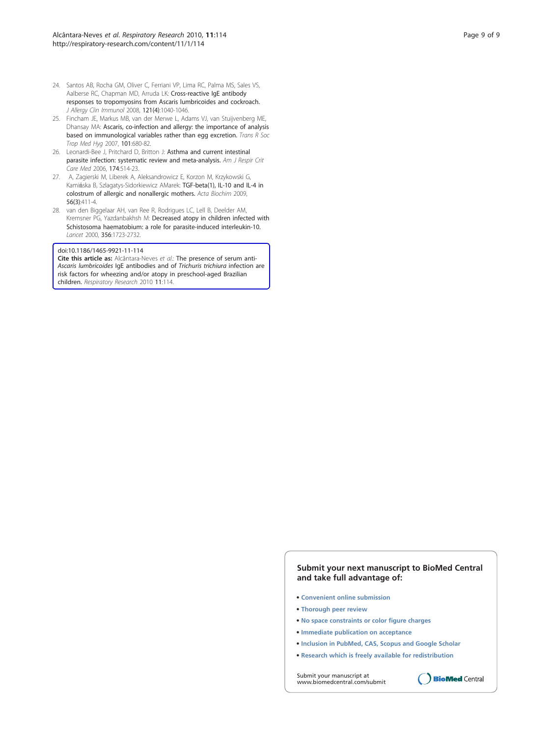24. Santos AB, Rocha GM, Oliver C, Ferriani VP, Lima RC, Palma MS, Sales VS, Aalberse RC, Chapman MD, Arruda LK: **Cross-reactive IgE antibody responses to tropomyosins from Ascaris lumbricoides and cockroach.** *J Allergy Clin Immunol* 2008, **121(4)**:1040-1046.
25. Fincham JE, Markus MB, van der Merwe L, Adams VJ, van Stuijvenberg ME, Dhansay MA: **Ascaris, co-infection and allergy: the importance of analysis based on immunological variables rather than egg excretion.** *Trans R Soc Trop Med Hyg* 2007, **101**:680-82.
26. Leonardi-Bee J, Pritchard D, Britton J: **Asthma and current intestinal parasite infection: systematic review and meta-analysis.** *Am J Respir Crit Care Med* 2006, **174**:514-23.
27. A, Zagierski M, Liberek A, Aleksandrowicz E, Korzon M, Krzykowski G, Kamińska B, Szlagatys-Sidorkiewicz AMarek: **TGF-beta(1), IL-10 and IL-4 in colostrum of allergic and nonallergic mothers.** *Acta Biochim* 2009, **56(3)**:411-4.
28. van den Biggelaar AH, van Ree R, Rodrigues LC, Lell B, Deelder AM, Kremsner PG, Yazdanbakhsh M: **Decreased atopy in children infected with Schistosoma haematobium: a role for parasite-induced interleukin-10.** *Lancet* 2000, **356**:1723-2732.

doi:10.1186/1465-9921-11-114
**Cite this article as:** Alcântara-Neves *et al.*: The presence of serum anti-*Ascaris lumbricoides* IgE antibodies and of *Trichuris trichiura* infection are risk factors for wheezing and/or atopy in preschool-aged Brazilian children. *Respiratory Research* 2010 **11**:114.

**Submit your next manuscript to BioMed Central and take full advantage of:**

- **Convenient online submission**
- **Thorough peer review**
- **No space constraints or color figure charges**
- **Immediate publication on acceptance**
- **Inclusion in PubMed, CAS, Scopus and Google Scholar**
- **Research which is freely available for redistribution**

Submit your manuscript at
www.biomedcentral.com/submit

BioMed Central